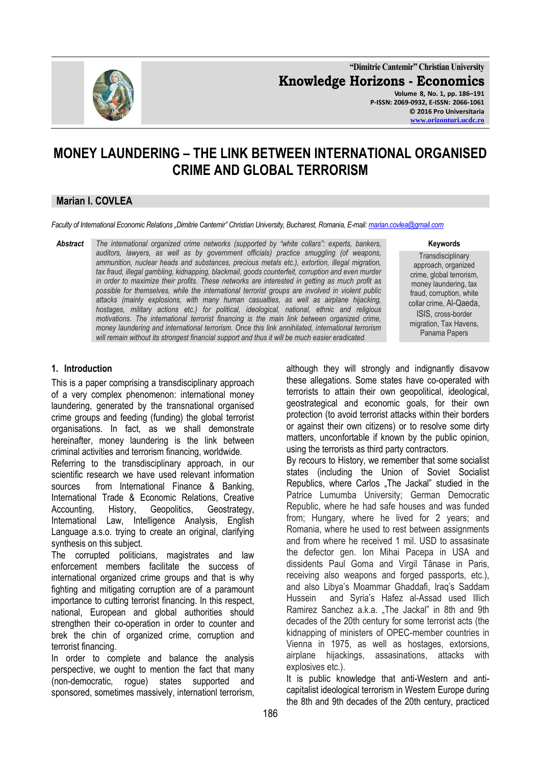# MONEY LAUNDERING – THE LINK BETWEEN INTERNATIONAL ORGANISED CRIME AND GLOBAL TERRORISM

**Marian I. COVLEA**

*Faculty of International Economic Relations „Dimitrie Cantemir" Christian University, Bucharest, Romania, E-mail: marian.covlea@gmail.com*

***Abstract*** *The international organized crime networks (supported by "white collars": experts, bankers, auditors, lawyers, as well as by government officials) practice smuggling (of weapons, ammunition, nuclear heads and substances, precious metals etc.), extortion, illegal migration, tax fraud, illegal gambling, kidnapping, blackmail, goods counterfeit, corruption and even murder in order to maximize their profits. These networks are interested in getting as much profit as possible for themselves, while the international terrorist groups are involved in violent public attacks (mainly explosions, with many human casualties, as well as airplane hijacking, hostages, military actions etc.) for political, ideological, national, ethnic and religious motivations. The international terrorist financing is the main link between organized crime, money laundering and international terrorism. Once this link annihilated, international terrorism will remain without its strongest financial support and thus it will be much easier eradicated.*

**Keywords**

Transdisciplinary approach, organized crime, global terrorism, money laundering, tax fraud, corruption, white collar crime, Al-Qaeda, ISIS, cross-border migration, Tax Havens, Panama Papers

## 1. Introduction

This is a paper comprising a transdisciplinary approach of a very complex phenomenon: international money laundering, generated by the transnational organised crime groups and feeding (funding) the global terrorist organisations. In fact, as we shall demonstrate hereinafter, money laundering is the link between criminal activities and terrorism financing, worldwide.

Referring to the transdisciplinary approach, in our scientific research we have used relevant information sources from International Finance & Banking, International Trade & Economic Relations, Creative Accounting, History, Geopolitics, Geostrategy, International Law, Intelligence Analysis, English Language a.s.o. trying to create an original, clarifying synthesis on this subject.

The corrupted politicians, magistrates and law enforcement members facilitate the success of international organized crime groups and that is why fighting and mitigating corruption are of a paramount importance to cutting terrorist financing. In this respect, national, European and global authorities should strengthen their co-operation in order to counter and brek the chin of organized crime, corruption and terrorist financing.

In order to complete and balance the analysis perspective, we ought to mention the fact that many (non-democratic, rogue) states supported and sponsored, sometimes massively, internationl terrorism, although they will strongly and indignantly disavow these allegations. Some states have co-operated with terrorists to attain their own geopolitical, ideological, geostrategical and economic goals, for their own protection (to avoid terrorist attacks within their borders or against their own citizens) or to resolve some dirty matters, unconfortable if known by the public opinion, using the terrorists as third party contractors.

By recours to History, we remember that some socialist states (including the Union of Soviet Socialist Republics, where Carlos „The Jackal" studied in the Patrice Lumumba University; German Democratic Republic, where he had safe houses and was funded from; Hungary, where he lived for 2 years; and Romania, where he used to rest between assignments and from where he received 1 mil. USD to assasinate the defector gen. Ion Mihai Pacepa in USA and dissidents Paul Goma and Virgil Tănase in Paris, receiving also weapons and forged passports, etc.), and also Libya's Moammar Ghaddafi, Iraq's Saddam Hussein and Syria's Hafez al-Assad used Illich Ramirez Sanchez a.k.a. „The Jackal" in 8th and 9th decades of the 20th century for some terrorist acts (the kidnapping of ministers of OPEC-member countries in Vienna in 1975, as well as hostages, extorsions, airplane hijackings, assasinations, attacks with explosives etc.).

It is public knowledge that anti-Western and anti-capitalist ideological terrorism in Western Europe during the 8th and 9th decades of the 20th century, practiced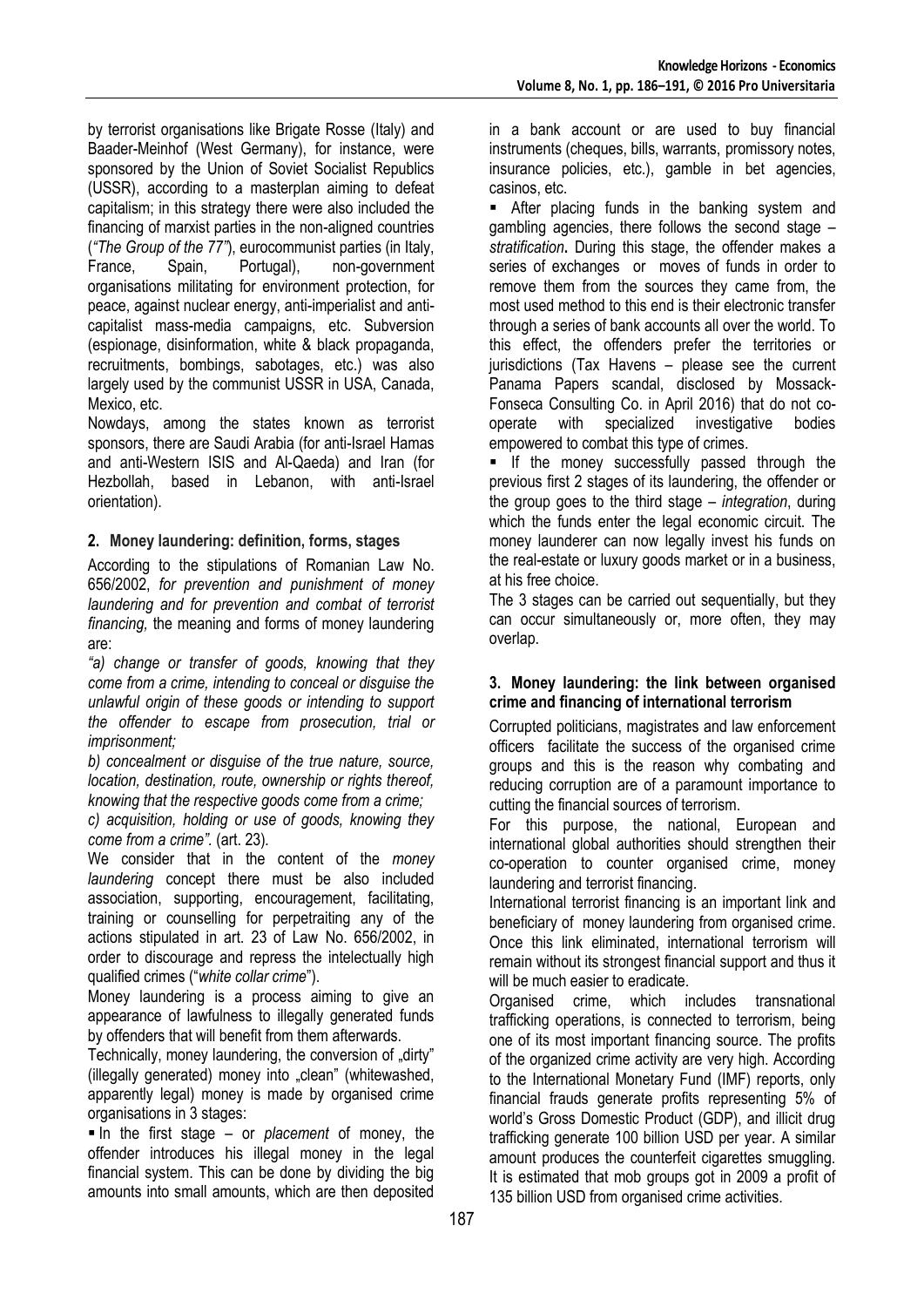by terrorist organisations like Brigate Rosse (Italy) and Baader-Meinhof (West Germany), for instance, were sponsored by the Union of Soviet Socialist Republics (USSR), according to a masterplan aiming to defeat capitalism; in this strategy there were also included the financing of marxist parties in the non-aligned countries (*"The Group of the 77"*), eurocommunist parties (in Italy, France, Spain, Portugal), non-government organisations militating for environment protection, for peace, against nuclear energy, anti-imperialist and anti-capitalist mass-media campaigns, etc. Subversion (espionage, disinformation, white & black propaganda, recruitments, bombings, sabotages, etc.) was also largely used by the communist USSR in USA, Canada, Mexico, etc.

Nowdays, among the states known as terrorist sponsors, there are Saudi Arabia (for anti-Israel Hamas and anti-Western ISIS and Al-Qaeda) and Iran (for Hezbollah, based in Lebanon, with anti-Israel orientation).

## 2. Money laundering: definition, forms, stages

According to the stipulations of Romanian Law No. 656/2002, *for prevention and punishment of money laundering and for prevention and combat of terrorist financing,* the meaning and forms of money laundering are:

*"a) change or transfer of goods, knowing that they come from a crime, intending to conceal or disguise the unlawful origin of these goods or intending to support the offender to escape from prosecution, trial or imprisonment;*

*b) concealment or disguise of the true nature, source, location, destination, route, ownership or rights thereof, knowing that the respective goods come from a crime;*

*c) acquisition, holding or use of goods, knowing they come from a crime".* (art. 23).

We consider that in the content of the *money laundering* concept there must be also included association, supporting, encouragement, facilitating, training or counselling for perpetraiting any of the actions stipulated in art. 23 of Law No. 656/2002, in order to discourage and repress the intelectually high qualified crimes ("*white collar crime*").

Money laundering is a process aiming to give an appearance of lawfulness to illegally generated funds by offenders that will benefit from them afterwards.

Technically, money laundering, the conversion of „dirty" (illegally generated) money into „clean" (whitewashed, apparently legal) money is made by organised crime organisations in 3 stages:

- In the first stage – or *placement* of money, the offender introduces his illegal money in the legal financial system. This can be done by dividing the big amounts into small amounts, which are then deposited in a bank account or are used to buy financial instruments (cheques, bills, warrants, promissory notes, insurance policies, etc.), gamble in bet agencies, casinos, etc.
- After placing funds in the banking system and gambling agencies, there follows the second stage – *stratification***.** During this stage, the offender makes a series of exchanges or moves of funds in order to remove them from the sources they came from, the most used method to this end is their electronic transfer through a series of bank accounts all over the world. To this effect, the offenders prefer the territories or jurisdictions (Tax Havens – please see the current Panama Papers scandal, disclosed by Mossack-Fonseca Consulting Co. in April 2016) that do not co-operate with specialized investigative bodies empowered to combat this type of crimes.
- If the money successfully passed through the previous first 2 stages of its laundering, the offender or the group goes to the third stage – *integration*, during which the funds enter the legal economic circuit. The money launderer can now legally invest his funds on the real-estate or luxury goods market or in a business, at his free choice.

The 3 stages can be carried out sequentially, but they can occur simultaneously or, more often, they may overlap.

## 3. Money laundering: the link between organised crime and financing of international terrorism

Corrupted politicians, magistrates and law enforcement officers facilitate the success of the organised crime groups and this is the reason why combating and reducing corruption are of a paramount importance to cutting the financial sources of terrorism.

For this purpose, the national, European and international global authorities should strengthen their co-operation to counter organised crime, money laundering and terrorist financing.

International terrorist financing is an important link and beneficiary of money laundering from organised crime. Once this link eliminated, international terrorism will remain without its strongest financial support and thus it will be much easier to eradicate.

Organised crime, which includes transnational trafficking operations, is connected to terrorism, being one of its most important financing source. The profits of the organized crime activity are very high. According to the International Monetary Fund (IMF) reports, only financial frauds generate profits representing 5% of world's Gross Domestic Product (GDP), and illicit drug trafficking generate 100 billion USD per year. A similar amount produces the counterfeit cigarettes smuggling. It is estimated that mob groups got in 2009 a profit of 135 billion USD from organised crime activities.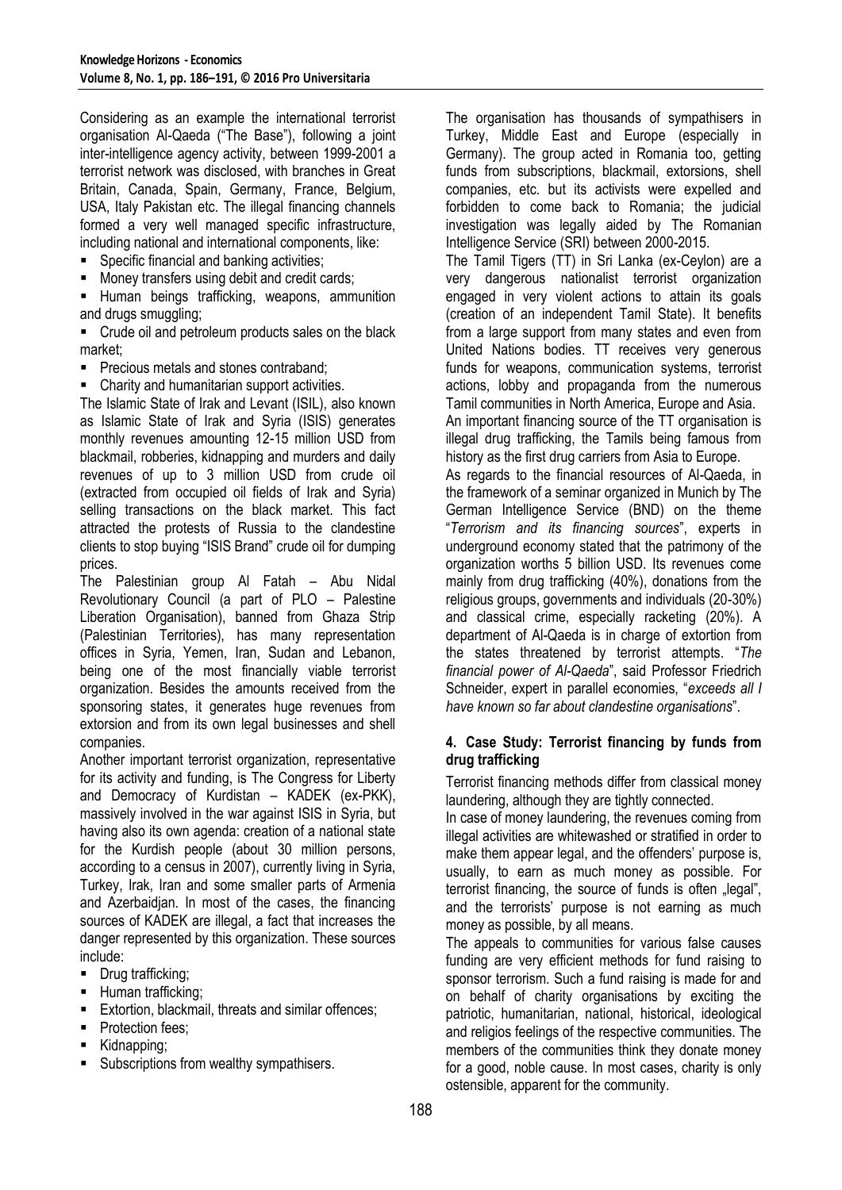Considering as an example the international terrorist organisation Al-Qaeda ("The Base"), following a joint inter-intelligence agency activity, between 1999-2001 a terrorist network was disclosed, with branches in Great Britain, Canada, Spain, Germany, France, Belgium, USA, Italy Pakistan etc. The illegal financing channels formed a very well managed specific infrastructure, including national and international components, like:

- Specific financial and banking activities;
- Money transfers using debit and credit cards;
- Human beings trafficking, weapons, ammunition and drugs smuggling;
- Crude oil and petroleum products sales on the black market;
- Precious metals and stones contraband;
- Charity and humanitarian support activities.

The Islamic State of Irak and Levant (ISIL), also known as Islamic State of Irak and Syria (ISIS) generates monthly revenues amounting 12-15 million USD from blackmail, robberies, kidnapping and murders and daily revenues of up to 3 million USD from crude oil (extracted from occupied oil fields of Irak and Syria) selling transactions on the black market. This fact attracted the protests of Russia to the clandestine clients to stop buying "ISIS Brand" crude oil for dumping prices.

The Palestinian group Al Fatah – Abu Nidal Revolutionary Council (a part of PLO – Palestine Liberation Organisation), banned from Ghaza Strip (Palestinian Territories), has many representation offices in Syria, Yemen, Iran, Sudan and Lebanon, being one of the most financially viable terrorist organization. Besides the amounts received from the sponsoring states, it generates huge revenues from extorsion and from its own legal businesses and shell companies.

Another important terrorist organization, representative for its activity and funding, is The Congress for Liberty and Democracy of Kurdistan – KADEK (ex-PKK), massively involved in the war against ISIS in Syria, but having also its own agenda: creation of a national state for the Kurdish people (about 30 million persons, according to a census in 2007), currently living in Syria, Turkey, Irak, Iran and some smaller parts of Armenia and Azerbaidjan. In most of the cases, the financing sources of KADEK are illegal, a fact that increases the danger represented by this organization. These sources include:

- Drug trafficking;
- Human trafficking;
- Extortion, blackmail, threats and similar offences;
- Protection fees;
- Kidnapping;
- Subscriptions from wealthy sympathisers.

The organisation has thousands of sympathisers in Turkey, Middle East and Europe (especially in Germany). The group acted in Romania too, getting funds from subscriptions, blackmail, extorsions, shell companies, etc. but its activists were expelled and forbidden to come back to Romania; the judicial investigation was legally aided by The Romanian Intelligence Service (SRI) between 2000-2015.

The Tamil Tigers (TT) in Sri Lanka (ex-Ceylon) are a very dangerous nationalist terrorist organization engaged in very violent actions to attain its goals (creation of an independent Tamil State). It benefits from a large support from many states and even from United Nations bodies. TT receives very generous funds for weapons, communication systems, terrorist actions, lobby and propaganda from the numerous Tamil communities in North America, Europe and Asia.

An important financing source of the TT organisation is illegal drug trafficking, the Tamils being famous from history as the first drug carriers from Asia to Europe.

As regards to the financial resources of Al-Qaeda, in the framework of a seminar organized in Munich by The German Intelligence Service (BND) on the theme "*Terrorism and its financing sources*", experts in underground economy stated that the patrimony of the organization worths 5 billion USD. Its revenues come mainly from drug trafficking (40%), donations from the religious groups, governments and individuals (20-30%) and classical crime, especially racketing (20%). A department of Al-Qaeda is in charge of extortion from the states threatened by terrorist attempts. "*The financial power of Al-Qaeda*", said Professor Friedrich Schneider, expert in parallel economies, "*exceeds all I have known so far about clandestine organisations*".

## 4. Case Study: Terrorist financing by funds from drug trafficking

Terrorist financing methods differ from classical money laundering, although they are tightly connected.

In case of money laundering, the revenues coming from illegal activities are whitewashed or stratified in order to make them appear legal, and the offenders' purpose is, usually, to earn as much money as possible. For terrorist financing, the source of funds is often „legal", and the terrorists' purpose is not earning as much money as possible, by all means.

The appeals to communities for various false causes funding are very efficient methods for fund raising to sponsor terrorism. Such a fund raising is made for and on behalf of charity organisations by exciting the patriotic, humanitarian, national, historical, ideological and religios feelings of the respective communities. The members of the communities think they donate money for a good, noble cause. In most cases, charity is only ostensible, apparent for the community.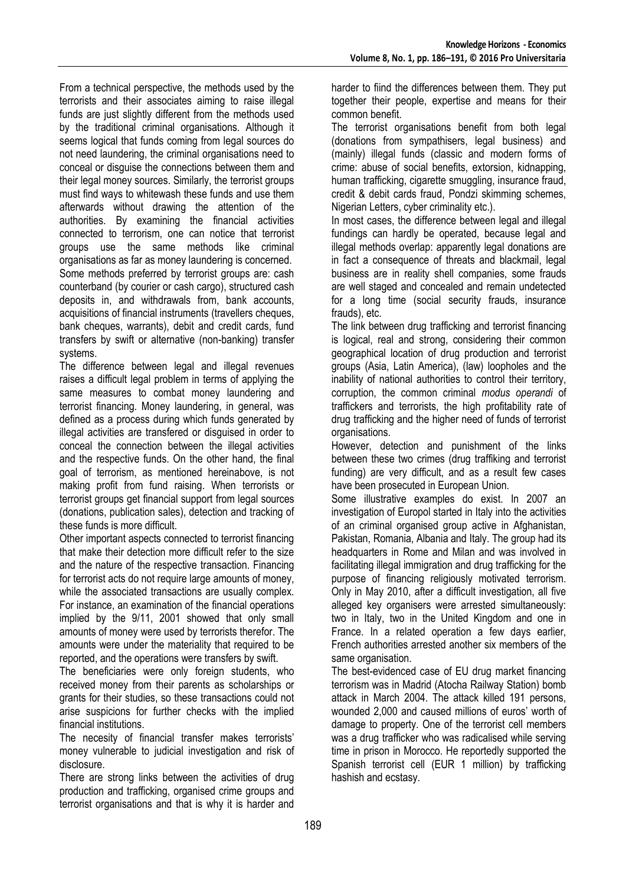From a technical perspective, the methods used by the terrorists and their associates aiming to raise illegal funds are just slightly different from the methods used by the traditional criminal organisations. Although it seems logical that funds coming from legal sources do not need laundering, the criminal organisations need to conceal or disguise the connections between them and their legal money sources. Similarly, the terrorist groups must find ways to whitewash these funds and use them afterwards without drawing the attention of the authorities. By examining the financial activities connected to terrorism, one can notice that terrorist groups use the same methods like criminal organisations as far as money laundering is concerned.

Some methods preferred by terrorist groups are: cash counterband (by courier or cash cargo), structured cash deposits in, and withdrawals from, bank accounts, acquisitions of financial instruments (travellers cheques, bank cheques, warrants), debit and credit cards, fund transfers by swift or alternative (non-banking) transfer systems.

The difference between legal and illegal revenues raises a difficult legal problem in terms of applying the same measures to combat money laundering and terrorist financing. Money laundering, in general, was defined as a process during which funds generated by illegal activities are transfered or disguised in order to conceal the connection between the illegal activities and the respective funds. On the other hand, the final goal of terrorism, as mentioned hereinabove, is not making profit from fund raising. When terrorists or terrorist groups get financial support from legal sources (donations, publication sales), detection and tracking of these funds is more difficult.

Other important aspects connected to terrorist financing that make their detection more difficult refer to the size and the nature of the respective transaction. Financing for terrorist acts do not require large amounts of money, while the associated transactions are usually complex. For instance, an examination of the financial operations implied by the 9/11, 2001 showed that only small amounts of money were used by terrorists therefor. The amounts were under the materiality that required to be reported, and the operations were transfers by swift.

The beneficiaries were only foreign students, who received money from their parents as scholarships or grants for their studies, so these transactions could not arise suspicions for further checks with the implied financial institutions.

The necesity of financial transfer makes terrorists' money vulnerable to judicial investigation and risk of disclosure.

There are strong links between the activities of drug production and trafficking, organised crime groups and terrorist organisations and that is why it is harder and harder to fiind the differences between them. They put together their people, expertise and means for their common benefit.

The terrorist organisations benefit from both legal (donations from sympathisers, legal business) and (mainly) illegal funds (classic and modern forms of crime: abuse of social benefits, extorsion, kidnapping, human trafficking, cigarette smuggling, insurance fraud, credit & debit cards fraud, Pondzi skimming schemes, Nigerian Letters, cyber criminality etc.).

In most cases, the difference between legal and illegal fundings can hardly be operated, because legal and illegal methods overlap: apparently legal donations are in fact a consequence of threats and blackmail, legal business are in reality shell companies, some frauds are well staged and concealed and remain undetected for a long time (social security frauds, insurance frauds), etc.

The link between drug trafficking and terrorist financing is logical, real and strong, considering their common geographical location of drug production and terrorist groups (Asia, Latin America), (law) loopholes and the inability of national authorities to control their territory, corruption, the common criminal *modus operandi* of traffickers and terrorists, the high profitability rate of drug trafficking and the higher need of funds of terrorist organisations.

However, detection and punishment of the links between these two crimes (drug traffiking and terrorist funding) are very difficult, and as a result few cases have been prosecuted in European Union.

Some illustrative examples do exist. In 2007 an investigation of Europol started in Italy into the activities of an criminal organised group active in Afghanistan, Pakistan, Romania, Albania and Italy. The group had its headquarters in Rome and Milan and was involved in facilitating illegal immigration and drug trafficking for the purpose of financing religiously motivated terrorism. Only in May 2010, after a difficult investigation, all five alleged key organisers were arrested simultaneously: two in Italy, two in the United Kingdom and one in France. In a related operation a few days earlier, French authorities arrested another six members of the same organisation.

The best-evidenced case of EU drug market financing terrorism was in Madrid (Atocha Railway Station) bomb attack in March 2004. The attack killed 191 persons, wounded 2,000 and caused millions of euros' worth of damage to property. One of the terrorist cell members was a drug trafficker who was radicalised while serving time in prison in Morocco. He reportedly supported the Spanish terrorist cell (EUR 1 million) by trafficking hashish and ecstasy.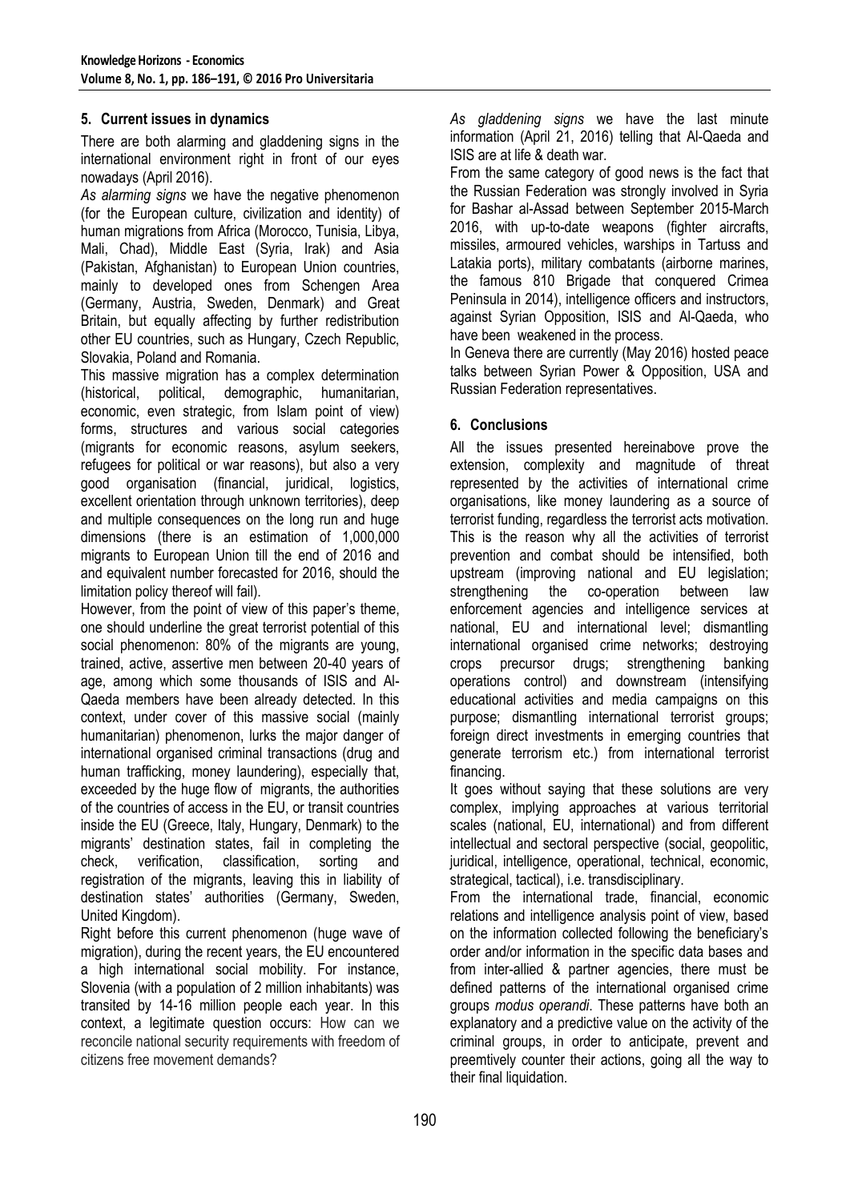## 5. Current issues in dynamics

There are both alarming and gladdening signs in the international environment right in front of our eyes nowadays (April 2016).

*As alarming signs* we have the negative phenomenon (for the European culture, civilization and identity) of human migrations from Africa (Morocco, Tunisia, Libya, Mali, Chad), Middle East (Syria, Irak) and Asia (Pakistan, Afghanistan) to European Union countries, mainly to developed ones from Schengen Area (Germany, Austria, Sweden, Denmark) and Great Britain, but equally affecting by further redistribution other EU countries, such as Hungary, Czech Republic, Slovakia, Poland and Romania.

This massive migration has a complex determination (historical, political, demographic, humanitarian, economic, even strategic, from Islam point of view) forms, structures and various social categories (migrants for economic reasons, asylum seekers, refugees for political or war reasons), but also a very good organisation (financial, juridical, logistics, excellent orientation through unknown territories), deep and multiple consequences on the long run and huge dimensions (there is an estimation of 1,000,000 migrants to European Union till the end of 2016 and and equivalent number forecasted for 2016, should the limitation policy thereof will fail).

However, from the point of view of this paper's theme, one should underline the great terrorist potential of this social phenomenon: 80% of the migrants are young, trained, active, assertive men between 20-40 years of age, among which some thousands of ISIS and Al-Qaeda members have been already detected. In this context, under cover of this massive social (mainly humanitarian) phenomenon, lurks the major danger of international organised criminal transactions (drug and human trafficking, money laundering), especially that, exceeded by the huge flow of migrants, the authorities of the countries of access in the EU, or transit countries inside the EU (Greece, Italy, Hungary, Denmark) to the migrants' destination states, fail in completing the check, verification, classification, sorting and registration of the migrants, leaving this in liability of destination states' authorities (Germany, Sweden, United Kingdom).

Right before this current phenomenon (huge wave of migration), during the recent years, the EU encountered a high international social mobility. For instance, Slovenia (with a population of 2 million inhabitants) was transited by 14-16 million people each year. In this context, a legitimate question occurs: How can we reconcile national security requirements with freedom of citizens free movement demands?

*As gladdening signs* we have the last minute information (April 21, 2016) telling that Al-Qaeda and ISIS are at life & death war.

From the same category of good news is the fact that the Russian Federation was strongly involved in Syria for Bashar al-Assad between September 2015-March 2016, with up-to-date weapons (fighter aircrafts, missiles, armoured vehicles, warships in Tartuss and Latakia ports), military combatants (airborne marines, the famous 810 Brigade that conquered Crimea Peninsula in 2014), intelligence officers and instructors, against Syrian Opposition, ISIS and Al-Qaeda, who have been weakened in the process.

In Geneva there are currently (May 2016) hosted peace talks between Syrian Power & Opposition, USA and Russian Federation representatives.

## 6. Conclusions

All the issues presented hereinabove prove the extension, complexity and magnitude of threat represented by the activities of international crime organisations, like money laundering as a source of terrorist funding, regardless the terrorist acts motivation. This is the reason why all the activities of terrorist prevention and combat should be intensified, both upstream (improving national and EU legislation; strengthening the co-operation between law enforcement agencies and intelligence services at national, EU and international level; dismantling international organised crime networks; destroying crops precursor drugs; strengthening banking operations control) and downstream (intensifying educational activities and media campaigns on this purpose; dismantling international terrorist groups; foreign direct investments in emerging countries that generate terrorism etc.) from international terrorist financing.

It goes without saying that these solutions are very complex, implying approaches at various territorial scales (national, EU, international) and from different intellectual and sectoral perspective (social, geopolitic, juridical, intelligence, operational, technical, economic, strategical, tactical), i.e. transdisciplinary.

From the international trade, financial, economic relations and intelligence analysis point of view, based on the information collected following the beneficiary's order and/or information in the specific data bases and from inter-allied & partner agencies, there must be defined patterns of the international organised crime groups *modus operandi*. These patterns have both an explanatory and a predictive value on the activity of the criminal groups, in order to anticipate, prevent and preemtively counter their actions, going all the way to their final liquidation.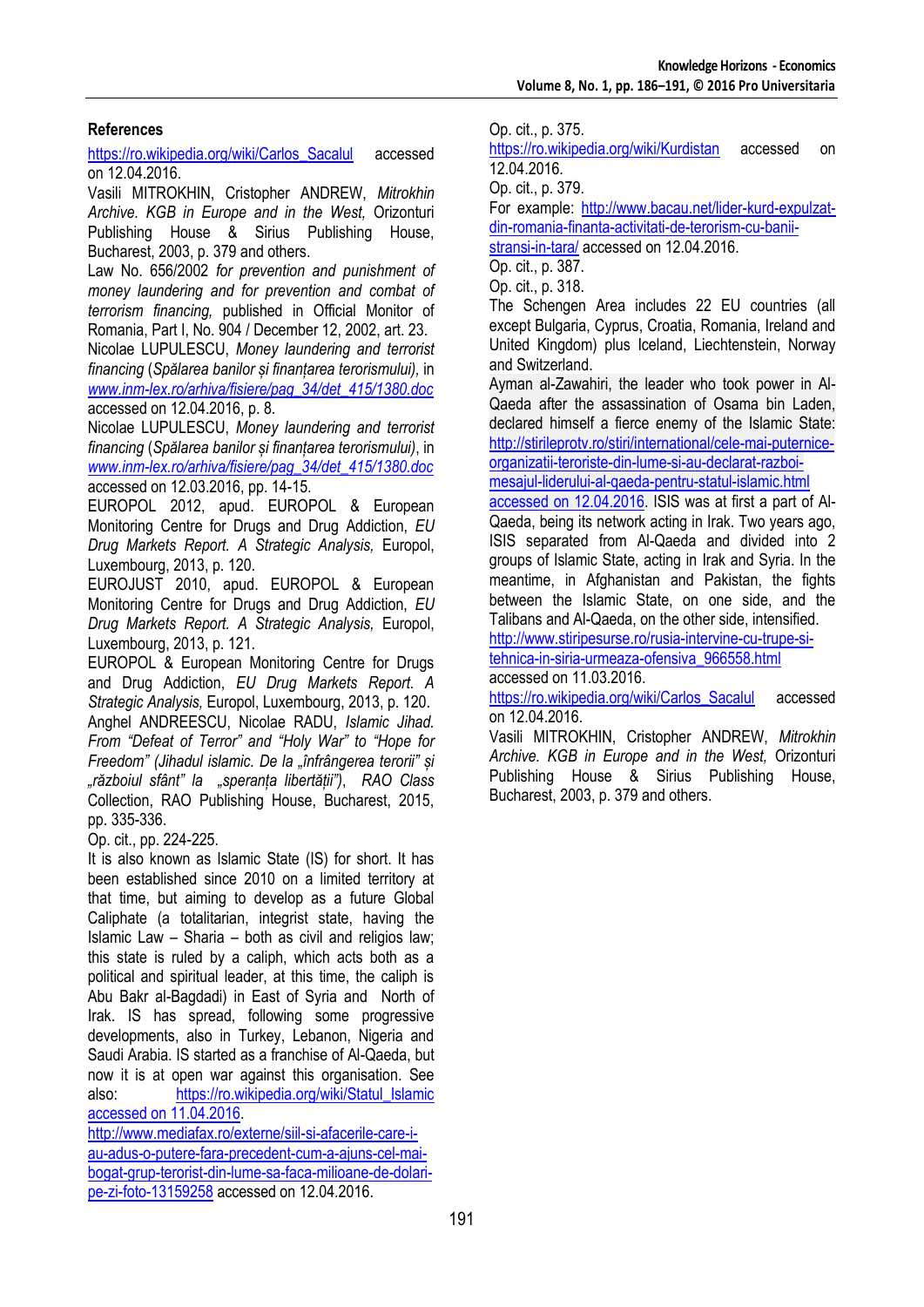**References**

https://ro.wikipedia.org/wiki/Carlos_Sacalul accessed on 12.04.2016.

Vasili MITROKHIN, Cristopher ANDREW, *Mitrokhin Archive. KGB in Europe and in the West,* Orizonturi Publishing House & Sirius Publishing House, Bucharest, 2003, p. 379 and others.

Law No. 656/2002 *for prevention and punishment of money laundering and for prevention and combat of terrorism financing,* published in Official Monitor of Romania, Part I, No. 904 / December 12, 2002, art. 23.

Nicolae LUPULESCU, *Money laundering and terrorist financing* (*Spălarea banilor și finanțarea terorismului),* in *www.inm-lex.ro/arhiva/fisiere/pag_34/det_415/1380.doc* accessed on 12.04.2016, p. 8.

Nicolae LUPULESCU, *Money laundering and terrorist financing* (*Spălarea banilor și finanțarea terorismului)*, in *www.inm-lex.ro/arhiva/fisiere/pag_34/det_415/1380.doc* accessed on 12.03.2016, pp. 14-15.

EUROPOL 2012, apud. EUROPOL & European Monitoring Centre for Drugs and Drug Addiction, *EU Drug Markets Report. A Strategic Analysis,* Europol, Luxembourg, 2013, p. 120.

EUROJUST 2010, apud. EUROPOL & European Monitoring Centre for Drugs and Drug Addiction, *EU Drug Markets Report. A Strategic Analysis,* Europol, Luxembourg, 2013, p. 121.

EUROPOL & European Monitoring Centre for Drugs and Drug Addiction, *EU Drug Markets Report. A Strategic Analysis,* Europol, Luxembourg, 2013, p. 120.

Anghel ANDREESCU, Nicolae RADU, *Islamic Jihad. From "Defeat of Terror" and "Holy War" to "Hope for Freedom" (Jihadul islamic. De la „înfrângerea terorii" și „războiul sfânt" la „speranța libertății")*, *RAO Class* Collection, RAO Publishing House, Bucharest, 2015, pp. 335-336.

Op. cit., pp. 224-225.

It is also known as Islamic State (IS) for short. It has been established since 2010 on a limited territory at that time, but aiming to develop as a future Global Caliphate (a totalitarian, integrist state, having the Islamic Law – Sharia – both as civil and religios law; this state is ruled by a caliph, which acts both as a political and spiritual leader, at this time, the caliph is Abu Bakr al-Bagdadi) in East of Syria and North of Irak. IS has spread, following some progressive developments, also in Turkey, Lebanon, Nigeria and Saudi Arabia. IS started as a franchise of Al-Qaeda, but now it is at open war against this organisation. See also: https://ro.wikipedia.org/wiki/Statul_Islamic accessed on 11.04.2016.

http://www.mediafax.ro/externe/siil-si-afacerile-care-i-au-adus-o-putere-fara-precedent-cum-a-ajuns-cel-mai-bogat-grup-terorist-din-lume-sa-faca-milioane-de-dolari-pe-zi-foto-13159258 accessed on 12.04.2016.

Op. cit., p. 375.

https://ro.wikipedia.org/wiki/Kurdistan accessed on 12.04.2016.

Op. cit., p. 379.

For example: http://www.bacau.net/lider-kurd-expulzat-din-romania-finanta-activitati-de-terorism-cu-banii-stransi-in-tara/ accessed on 12.04.2016.

Op. cit., p. 387.

Op. cit., p. 318.

The Schengen Area includes 22 EU countries (all except Bulgaria, Cyprus, Croatia, Romania, Ireland and United Kingdom) plus Iceland, Liechtenstein, Norway and Switzerland.

Ayman al-Zawahiri, the leader who took power in Al-Qaeda after the assassination of Osama bin Laden, declared himself a fierce enemy of the Islamic State: http://stirileprotv.ro/stiri/international/cele-mai-puternice-organizatii-teroriste-din-lume-si-au-declarat-razboi-mesajul-liderului-al-qaeda-pentru-statul-islamic.html accessed on 12.04.2016. ISIS was at first a part of Al-Qaeda, being its network acting in Irak. Two years ago, ISIS separated from Al-Qaeda and divided into 2 groups of Islamic State, acting in Irak and Syria. In the meantime, in Afghanistan and Pakistan, the fights between the Islamic State, on one side, and the Talibans and Al-Qaeda, on the other side, intensified. http://www.stiripesurse.ro/rusia-intervine-cu-trupe-si-tehnica-in-siria-urmeaza-ofensiva_966558.html accessed on 11.03.2016.

https://ro.wikipedia.org/wiki/Carlos_Sacalul accessed on 12.04.2016.

Vasili MITROKHIN, Cristopher ANDREW, *Mitrokhin Archive. KGB in Europe and in the West,* Orizonturi Publishing House & Sirius Publishing House, Bucharest, 2003, p. 379 and others.